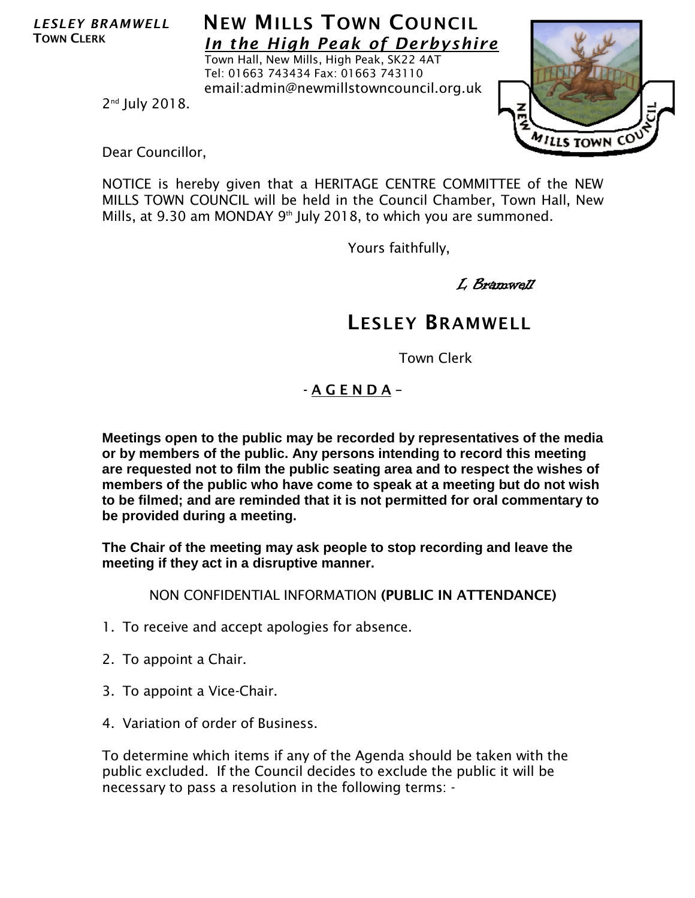*LESLEY BRAMWELL*
**TOWN CLERK**

# NEW MILLS TOWN COUNCIL

***In the High Peak of Derbyshire***

Town Hall, New Mills, High Peak, SK22 4AT
Tel: 01663 743434 Fax: 01663 743110
email:admin@newmillstowncouncil.org.uk

2nd July 2018.

Dear Councillor,

NOTICE is hereby given that a HERITAGE CENTRE COMMITTEE of the NEW MILLS TOWN COUNCIL will be held in the Council Chamber, Town Hall, New Mills, at 9.30 am MONDAY 9th July 2018, to which you are summoned.

Yours faithfully,

*L Bramwell*

## LESLEY BRAMWELL

Town Clerk

**- A G E N D A –**

**Meetings open to the public may be recorded by representatives of the media or by members of the public. Any persons intending to record this meeting are requested not to film the public seating area and to respect the wishes of members of the public who have come to speak at a meeting but do not wish to be filmed; and are reminded that it is not permitted for oral commentary to be provided during a meeting.**

**The Chair of the meeting may ask people to stop recording and leave the meeting if they act in a disruptive manner.**

NON CONFIDENTIAL INFORMATION **(PUBLIC IN ATTENDANCE)**

1. To receive and accept apologies for absence.

2. To appoint a Chair.

3. To appoint a Vice-Chair.

4. Variation of order of Business.

To determine which items if any of the Agenda should be taken with the public excluded. If the Council decides to exclude the public it will be necessary to pass a resolution in the following terms: -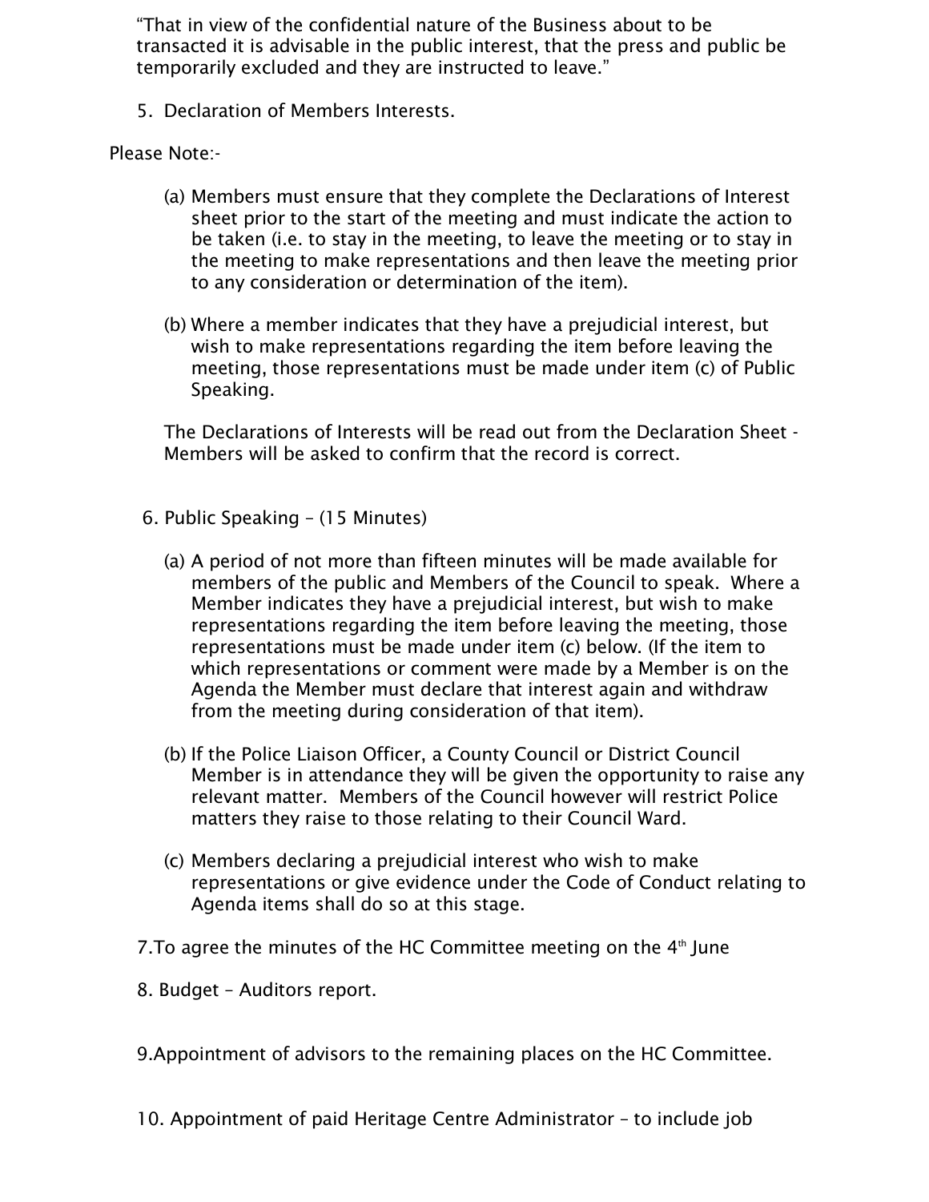“That in view of the confidential nature of the Business about to be transacted it is advisable in the public interest, that the press and public be temporarily excluded and they are instructed to leave.”

5. Declaration of Members Interests.

Please Note:-

(a) Members must ensure that they complete the Declarations of Interest sheet prior to the start of the meeting and must indicate the action to be taken (i.e. to stay in the meeting, to leave the meeting or to stay in the meeting to make representations and then leave the meeting prior to any consideration or determination of the item).

(b) Where a member indicates that they have a prejudicial interest, but wish to make representations regarding the item before leaving the meeting, those representations must be made under item (c) of Public Speaking.

The Declarations of Interests will be read out from the Declaration Sheet - Members will be asked to confirm that the record is correct.

6. Public Speaking – (15 Minutes)

(a) A period of not more than fifteen minutes will be made available for members of the public and Members of the Council to speak. Where a Member indicates they have a prejudicial interest, but wish to make representations regarding the item before leaving the meeting, those representations must be made under item (c) below. (If the item to which representations or comment were made by a Member is on the Agenda the Member must declare that interest again and withdraw from the meeting during consideration of that item).

(b) If the Police Liaison Officer, a County Council or District Council Member is in attendance they will be given the opportunity to raise any relevant matter. Members of the Council however will restrict Police matters they raise to those relating to their Council Ward.

(c) Members declaring a prejudicial interest who wish to make representations or give evidence under the Code of Conduct relating to Agenda items shall do so at this stage.

7. To agree the minutes of the HC Committee meeting on the 4th June

8. Budget – Auditors report.

9. Appointment of advisors to the remaining places on the HC Committee.

10. Appointment of paid Heritage Centre Administrator – to include job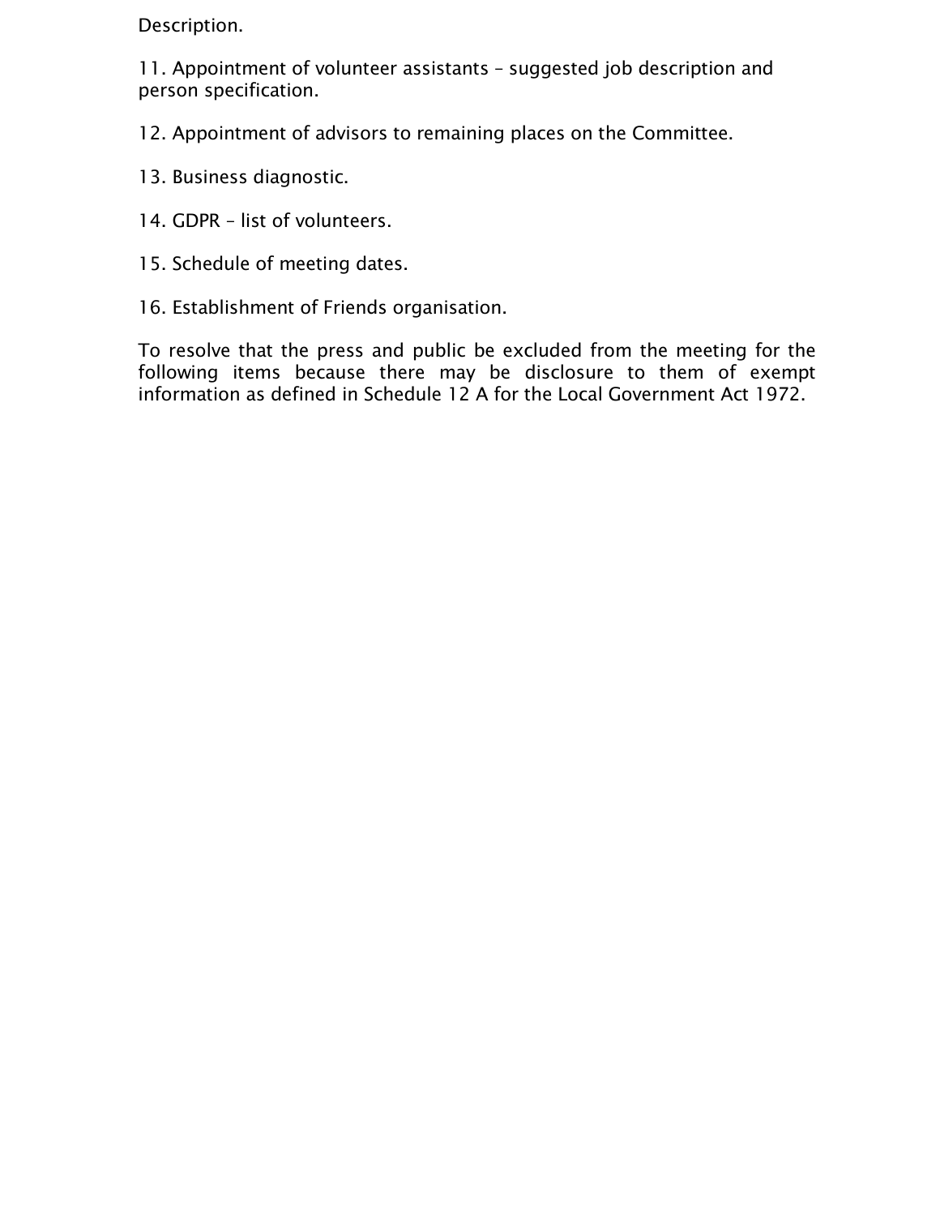Description.

11. Appointment of volunteer assistants – suggested job description and person specification.

12. Appointment of advisors to remaining places on the Committee.

13. Business diagnostic.

14. GDPR – list of volunteers.

15. Schedule of meeting dates.

16. Establishment of Friends organisation.

To resolve that the press and public be excluded from the meeting for the following items because there may be disclosure to them of exempt information as defined in Schedule 12 A for the Local Government Act 1972.